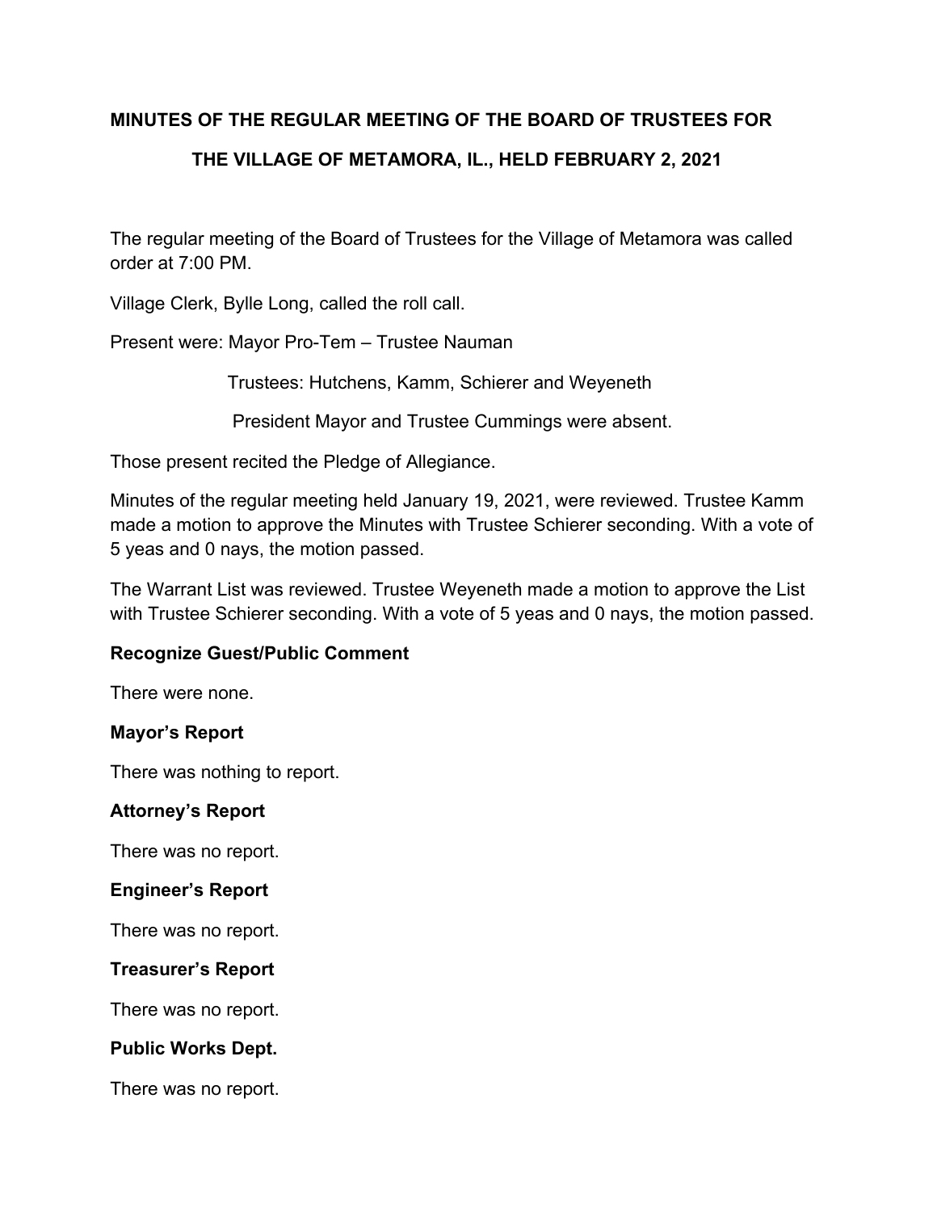**MINUTES OF THE REGULAR MEETING OF THE BOARD OF TRUSTEES FOR**

**THE VILLAGE OF METAMORA, IL., HELD FEBRUARY 2, 2021**

The regular meeting of the Board of Trustees for the Village of Metamora was called order at 7:00 PM.

Village Clerk, Bylle Long, called the roll call.

Present were: Mayor Pro-Tem – Trustee Nauman

Trustees: Hutchens, Kamm, Schierer and Weyeneth

President Mayor and Trustee Cummings were absent.

Those present recited the Pledge of Allegiance.

Minutes of the regular meeting held January 19, 2021, were reviewed. Trustee Kamm made a motion to approve the Minutes with Trustee Schierer seconding. With a vote of 5 yeas and 0 nays, the motion passed.

The Warrant List was reviewed. Trustee Weyeneth made a motion to approve the List with Trustee Schierer seconding. With a vote of 5 yeas and 0 nays, the motion passed.

**Recognize Guest/Public Comment**

There were none.

**Mayor's Report**

There was nothing to report.

**Attorney's Report**

There was no report.

**Engineer's Report**

There was no report.

**Treasurer's Report**

There was no report.

**Public Works Dept.**

There was no report.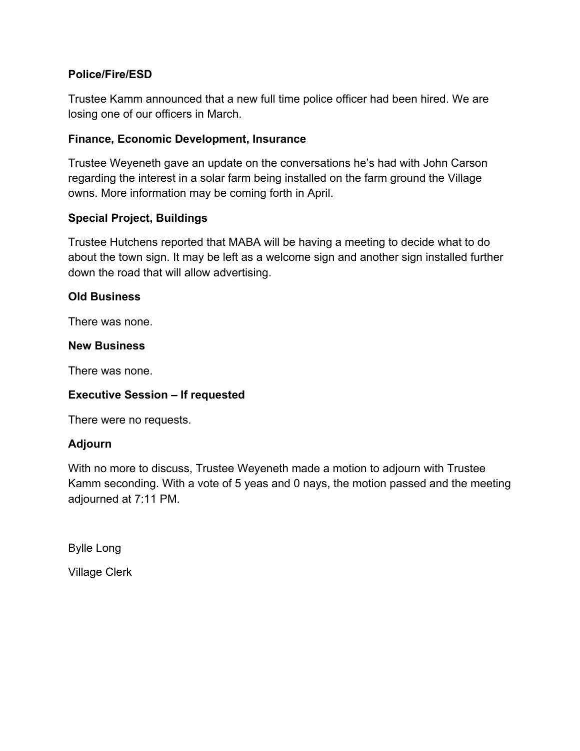**Police/Fire/ESD**

Trustee Kamm announced that a new full time police officer had been hired. We are losing one of our officers in March.

**Finance, Economic Development, Insurance**

Trustee Weyeneth gave an update on the conversations he's had with John Carson regarding the interest in a solar farm being installed on the farm ground the Village owns. More information may be coming forth in April.

**Special Project, Buildings**

Trustee Hutchens reported that MABA will be having a meeting to decide what to do about the town sign. It may be left as a welcome sign and another sign installed further down the road that will allow advertising.

**Old Business**

There was none.

**New Business**

There was none.

**Executive Session – If requested**

There were no requests.

**Adjourn**

With no more to discuss, Trustee Weyeneth made a motion to adjourn with Trustee Kamm seconding. With a vote of 5 yeas and 0 nays, the motion passed and the meeting adjourned at 7:11 PM.

Bylle Long

Village Clerk